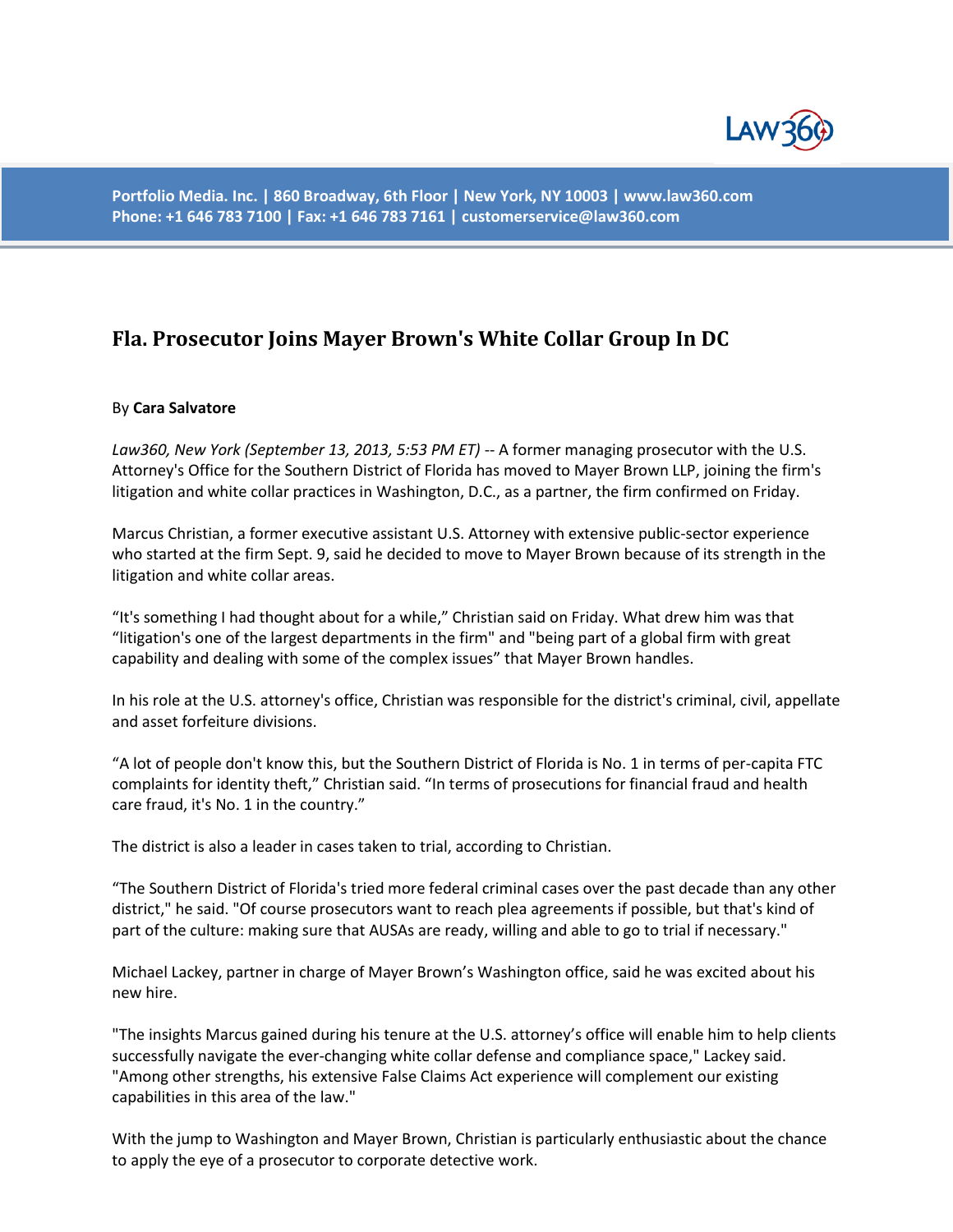Portfolio Media. Inc. | 860 Broadway, 6th Floor | New York, NY 10003 | www.law360.com
Phone: +1 646 783 7100 | Fax: +1 646 783 7161 | customerservice@law360.com

# Fla. Prosecutor Joins Mayer Brown's White Collar Group In DC

By **Cara Salvatore**

*Law360, New York (September 13, 2013, 5:53 PM ET)* -- A former managing prosecutor with the U.S. Attorney's Office for the Southern District of Florida has moved to Mayer Brown LLP, joining the firm's litigation and white collar practices in Washington, D.C., as a partner, the firm confirmed on Friday.

Marcus Christian, a former executive assistant U.S. Attorney with extensive public-sector experience who started at the firm Sept. 9, said he decided to move to Mayer Brown because of its strength in the litigation and white collar areas.

"It's something I had thought about for a while," Christian said on Friday. What drew him was that "litigation's one of the largest departments in the firm" and "being part of a global firm with great capability and dealing with some of the complex issues" that Mayer Brown handles.

In his role at the U.S. attorney's office, Christian was responsible for the district's criminal, civil, appellate and asset forfeiture divisions.

"A lot of people don't know this, but the Southern District of Florida is No. 1 in terms of per-capita FTC complaints for identity theft," Christian said. "In terms of prosecutions for financial fraud and health care fraud, it's No. 1 in the country."

The district is also a leader in cases taken to trial, according to Christian.

"The Southern District of Florida's tried more federal criminal cases over the past decade than any other district," he said. "Of course prosecutors want to reach plea agreements if possible, but that's kind of part of the culture: making sure that AUSAs are ready, willing and able to go to trial if necessary."

Michael Lackey, partner in charge of Mayer Brown's Washington office, said he was excited about his new hire.

"The insights Marcus gained during his tenure at the U.S. attorney's office will enable him to help clients successfully navigate the ever-changing white collar defense and compliance space," Lackey said. "Among other strengths, his extensive False Claims Act experience will complement our existing capabilities in this area of the law."

With the jump to Washington and Mayer Brown, Christian is particularly enthusiastic about the chance to apply the eye of a prosecutor to corporate detective work.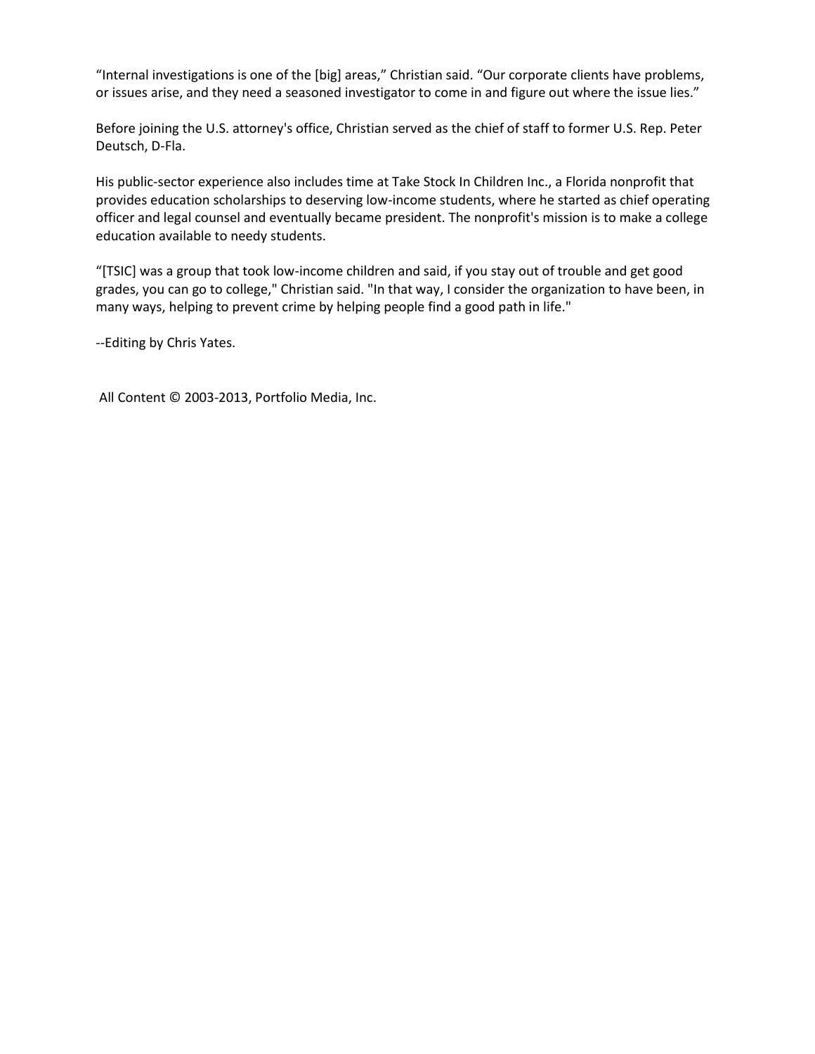“Internal investigations is one of the [big] areas,” Christian said. “Our corporate clients have problems, or issues arise, and they need a seasoned investigator to come in and figure out where the issue lies.”

Before joining the U.S. attorney's office, Christian served as the chief of staff to former U.S. Rep. Peter Deutsch, D-Fla.

His public-sector experience also includes time at Take Stock In Children Inc., a Florida nonprofit that provides education scholarships to deserving low-income students, where he started as chief operating officer and legal counsel and eventually became president. The nonprofit's mission is to make a college education available to needy students.

“[TSIC] was a group that took low-income children and said, if you stay out of trouble and get good grades, you can go to college," Christian said. "In that way, I consider the organization to have been, in many ways, helping to prevent crime by helping people find a good path in life."

--Editing by Chris Yates.

All Content © 2003-2013, Portfolio Media, Inc.